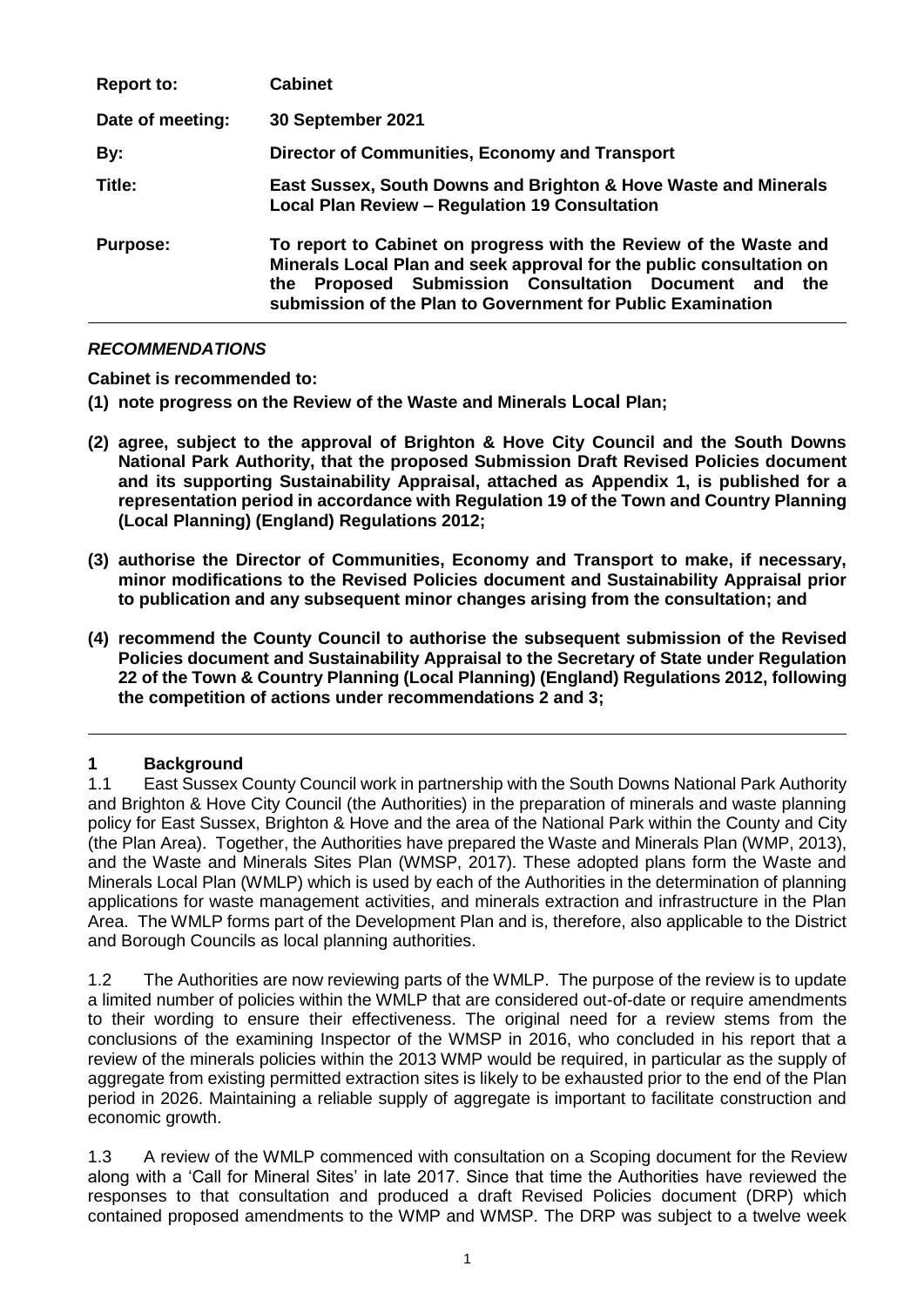| | |
|---|---|
| **Report to:** | **Cabinet** |
| **Date of meeting:** | **30 September 2021** |
| **By:** | **Director of Communities, Economy and Transport** |
| **Title:** | **East Sussex, South Downs and Brighton & Hove Waste and Minerals Local Plan Review – Regulation 19 Consultation** |
| **Purpose:** | **To report to Cabinet on progress with the Review of the Waste and Minerals Local Plan and seek approval for the public consultation on the Proposed Submission Consultation Document and the submission of the Plan to Government for Public Examination** |

***RECOMMENDATIONS***

**Cabinet is recommended to:**

**(1) note progress on the Review of the Waste and Minerals Local Plan;**

**(2) agree, subject to the approval of Brighton & Hove City Council and the South Downs National Park Authority, that the proposed Submission Draft Revised Policies document and its supporting Sustainability Appraisal, attached as Appendix 1, is published for a representation period in accordance with Regulation 19 of the Town and Country Planning (Local Planning) (England) Regulations 2012;**

**(3) authorise the Director of Communities, Economy and Transport to make, if necessary, minor modifications to the Revised Policies document and Sustainability Appraisal prior to publication and any subsequent minor changes arising from the consultation; and**

**(4) recommend the County Council to authorise the subsequent submission of the Revised Policies document and Sustainability Appraisal to the Secretary of State under Regulation 22 of the Town & Country Planning (Local Planning) (England) Regulations 2012, following the competition of actions under recommendations 2 and 3;**

---

## 1 Background

1.1 East Sussex County Council work in partnership with the South Downs National Park Authority and Brighton & Hove City Council (the Authorities) in the preparation of minerals and waste planning policy for East Sussex, Brighton & Hove and the area of the National Park within the County and City (the Plan Area). Together, the Authorities have prepared the Waste and Minerals Plan (WMP, 2013), and the Waste and Minerals Sites Plan (WMSP, 2017). These adopted plans form the Waste and Minerals Local Plan (WMLP) which is used by each of the Authorities in the determination of planning applications for waste management activities, and minerals extraction and infrastructure in the Plan Area. The WMLP forms part of the Development Plan and is, therefore, also applicable to the District and Borough Councils as local planning authorities.

1.2 The Authorities are now reviewing parts of the WMLP. The purpose of the review is to update a limited number of policies within the WMLP that are considered out-of-date or require amendments to their wording to ensure their effectiveness. The original need for a review stems from the conclusions of the examining Inspector of the WMSP in 2016, who concluded in his report that a review of the minerals policies within the 2013 WMP would be required, in particular as the supply of aggregate from existing permitted extraction sites is likely to be exhausted prior to the end of the Plan period in 2026. Maintaining a reliable supply of aggregate is important to facilitate construction and economic growth.

1.3 A review of the WMLP commenced with consultation on a Scoping document for the Review along with a 'Call for Mineral Sites' in late 2017. Since that time the Authorities have reviewed the responses to that consultation and produced a draft Revised Policies document (DRP) which contained proposed amendments to the WMP and WMSP. The DRP was subject to a twelve week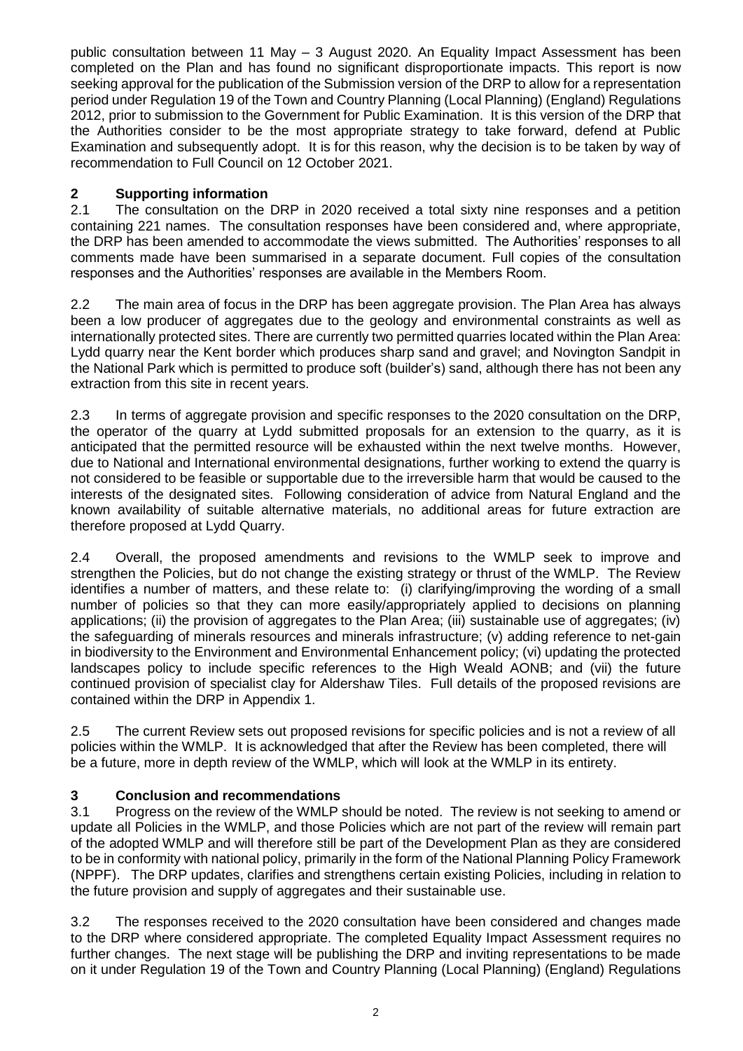public consultation between 11 May – 3 August 2020. An Equality Impact Assessment has been completed on the Plan and has found no significant disproportionate impacts. This report is now seeking approval for the publication of the Submission version of the DRP to allow for a representation period under Regulation 19 of the Town and Country Planning (Local Planning) (England) Regulations 2012, prior to submission to the Government for Public Examination. It is this version of the DRP that the Authorities consider to be the most appropriate strategy to take forward, defend at Public Examination and subsequently adopt. It is for this reason, why the decision is to be taken by way of recommendation to Full Council on 12 October 2021.

## 2 Supporting information

2.1 The consultation on the DRP in 2020 received a total sixty nine responses and a petition containing 221 names. The consultation responses have been considered and, where appropriate, the DRP has been amended to accommodate the views submitted. The Authorities' responses to all comments made have been summarised in a separate document. Full copies of the consultation responses and the Authorities' responses are available in the Members Room.

2.2 The main area of focus in the DRP has been aggregate provision. The Plan Area has always been a low producer of aggregates due to the geology and environmental constraints as well as internationally protected sites. There are currently two permitted quarries located within the Plan Area: Lydd quarry near the Kent border which produces sharp sand and gravel; and Novington Sandpit in the National Park which is permitted to produce soft (builder's) sand, although there has not been any extraction from this site in recent years.

2.3 In terms of aggregate provision and specific responses to the 2020 consultation on the DRP, the operator of the quarry at Lydd submitted proposals for an extension to the quarry, as it is anticipated that the permitted resource will be exhausted within the next twelve months. However, due to National and International environmental designations, further working to extend the quarry is not considered to be feasible or supportable due to the irreversible harm that would be caused to the interests of the designated sites. Following consideration of advice from Natural England and the known availability of suitable alternative materials, no additional areas for future extraction are therefore proposed at Lydd Quarry.

2.4 Overall, the proposed amendments and revisions to the WMLP seek to improve and strengthen the Policies, but do not change the existing strategy or thrust of the WMLP. The Review identifies a number of matters, and these relate to: (i) clarifying/improving the wording of a small number of policies so that they can more easily/appropriately applied to decisions on planning applications; (ii) the provision of aggregates to the Plan Area; (iii) sustainable use of aggregates; (iv) the safeguarding of minerals resources and minerals infrastructure; (v) adding reference to net-gain in biodiversity to the Environment and Environmental Enhancement policy; (vi) updating the protected landscapes policy to include specific references to the High Weald AONB; and (vii) the future continued provision of specialist clay for Aldershaw Tiles. Full details of the proposed revisions are contained within the DRP in Appendix 1.

2.5 The current Review sets out proposed revisions for specific policies and is not a review of all policies within the WMLP. It is acknowledged that after the Review has been completed, there will be a future, more in depth review of the WMLP, which will look at the WMLP in its entirety.

## 3 Conclusion and recommendations

3.1 Progress on the review of the WMLP should be noted. The review is not seeking to amend or update all Policies in the WMLP, and those Policies which are not part of the review will remain part of the adopted WMLP and will therefore still be part of the Development Plan as they are considered to be in conformity with national policy, primarily in the form of the National Planning Policy Framework (NPPF). The DRP updates, clarifies and strengthens certain existing Policies, including in relation to the future provision and supply of aggregates and their sustainable use.

3.2 The responses received to the 2020 consultation have been considered and changes made to the DRP where considered appropriate. The completed Equality Impact Assessment requires no further changes. The next stage will be publishing the DRP and inviting representations to be made on it under Regulation 19 of the Town and Country Planning (Local Planning) (England) Regulations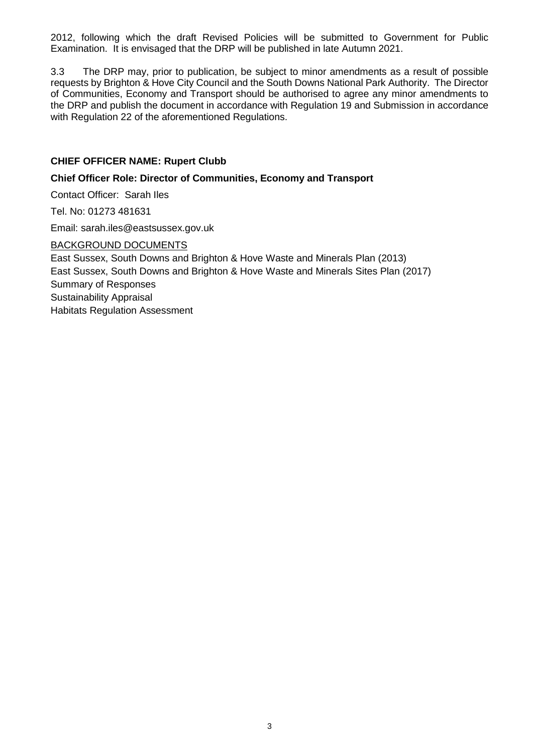2012, following which the draft Revised Policies will be submitted to Government for Public Examination. It is envisaged that the DRP will be published in late Autumn 2021.

3.3 The DRP may, prior to publication, be subject to minor amendments as a result of possible requests by Brighton & Hove City Council and the South Downs National Park Authority. The Director of Communities, Economy and Transport should be authorised to agree any minor amendments to the DRP and publish the document in accordance with Regulation 19 and Submission in accordance with Regulation 22 of the aforementioned Regulations.

**CHIEF OFFICER NAME: Rupert Clubb**

**Chief Officer Role: Director of Communities, Economy and Transport**

Contact Officer: Sarah Iles

Tel. No: 01273 481631

Email: sarah.iles@eastsussex.gov.uk

BACKGROUND DOCUMENTS

East Sussex, South Downs and Brighton & Hove Waste and Minerals Plan (2013)
East Sussex, South Downs and Brighton & Hove Waste and Minerals Sites Plan (2017)
Summary of Responses
Sustainability Appraisal
Habitats Regulation Assessment